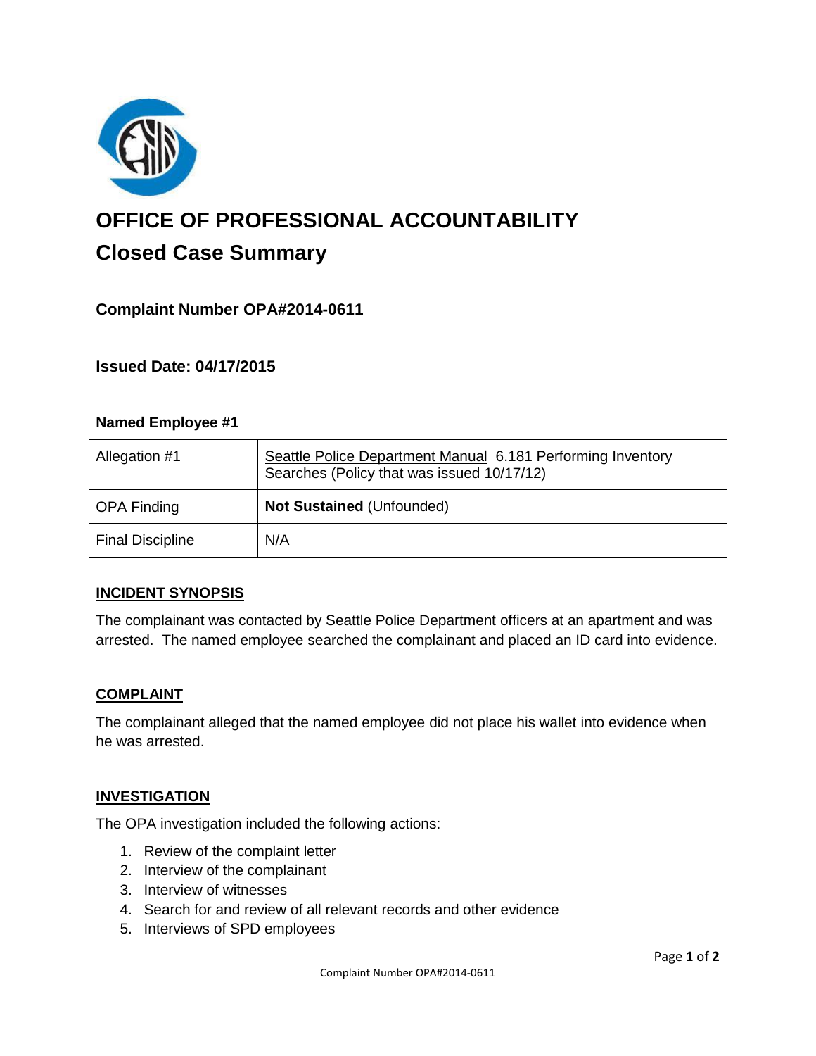# OFFICE OF PROFESSIONAL ACCOUNTABILITY

## Closed Case Summary

### Complaint Number OPA#2014-0611

### Issued Date: 04/17/2015

| Named Employee #1 | |
|---|---|
| Allegation #1 | Seattle Police Department Manual 6.181 Performing Inventory Searches (Policy that was issued 10/17/12) |
| OPA Finding | **Not Sustained** (Unfounded) |
| Final Discipline | N/A |

## INCIDENT SYNOPSIS

The complainant was contacted by Seattle Police Department officers at an apartment and was arrested. The named employee searched the complainant and placed an ID card into evidence.

## COMPLAINT

The complainant alleged that the named employee did not place his wallet into evidence when he was arrested.

## INVESTIGATION

The OPA investigation included the following actions:

1. Review of the complaint letter
2. Interview of the complainant
3. Interview of witnesses
4. Search for and review of all relevant records and other evidence
5. Interviews of SPD employees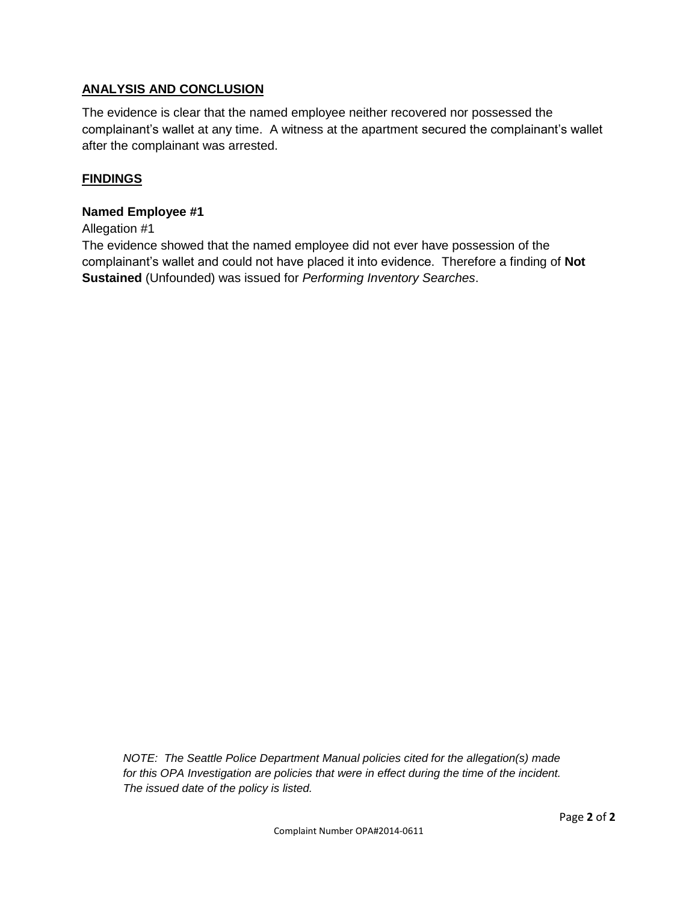## ANALYSIS AND CONCLUSION

The evidence is clear that the named employee neither recovered nor possessed the complainant's wallet at any time. A witness at the apartment secured the complainant's wallet after the complainant was arrested.

## FINDINGS

**Named Employee #1**

Allegation #1

The evidence showed that the named employee did not ever have possession of the complainant's wallet and could not have placed it into evidence. Therefore a finding of **Not Sustained** (Unfounded) was issued for *Performing Inventory Searches*.

*NOTE: The Seattle Police Department Manual policies cited for the allegation(s) made for this OPA Investigation are policies that were in effect during the time of the incident. The issued date of the policy is listed.*

Complaint Number OPA#2014-0611